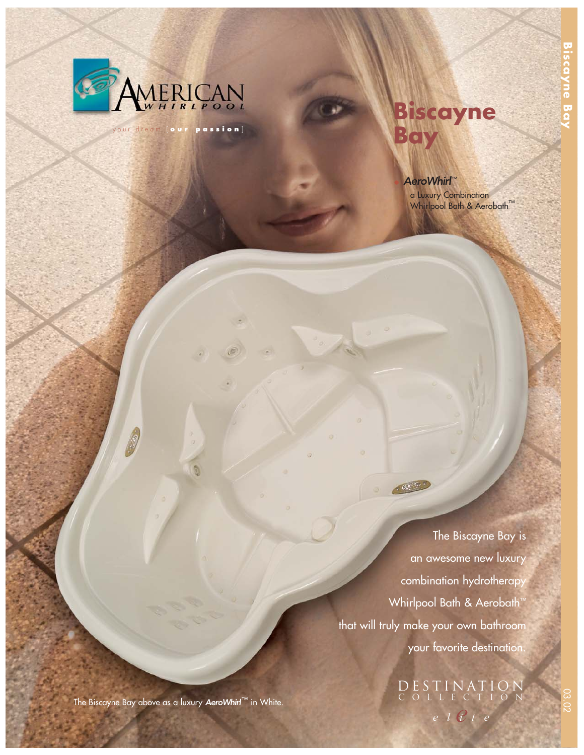AMERICAN WHIRLPOOL

your dream [**our passion**]

# Biscayne Bay

- ***AeroWhirl™***
  a Luxury Combination Whirlpool Bath & Aerobath™

The Biscayne Bay is an awesome new luxury combination hydrotherapy Whirlpool Bath & Aerobath™ that will truly make your own bathroom your favorite destination.

The Biscayne Bay above as a luxury ***AeroWhirl™*** in White.

DESTINATION COLLECTION

*elite*

Biscayne Bay

03.02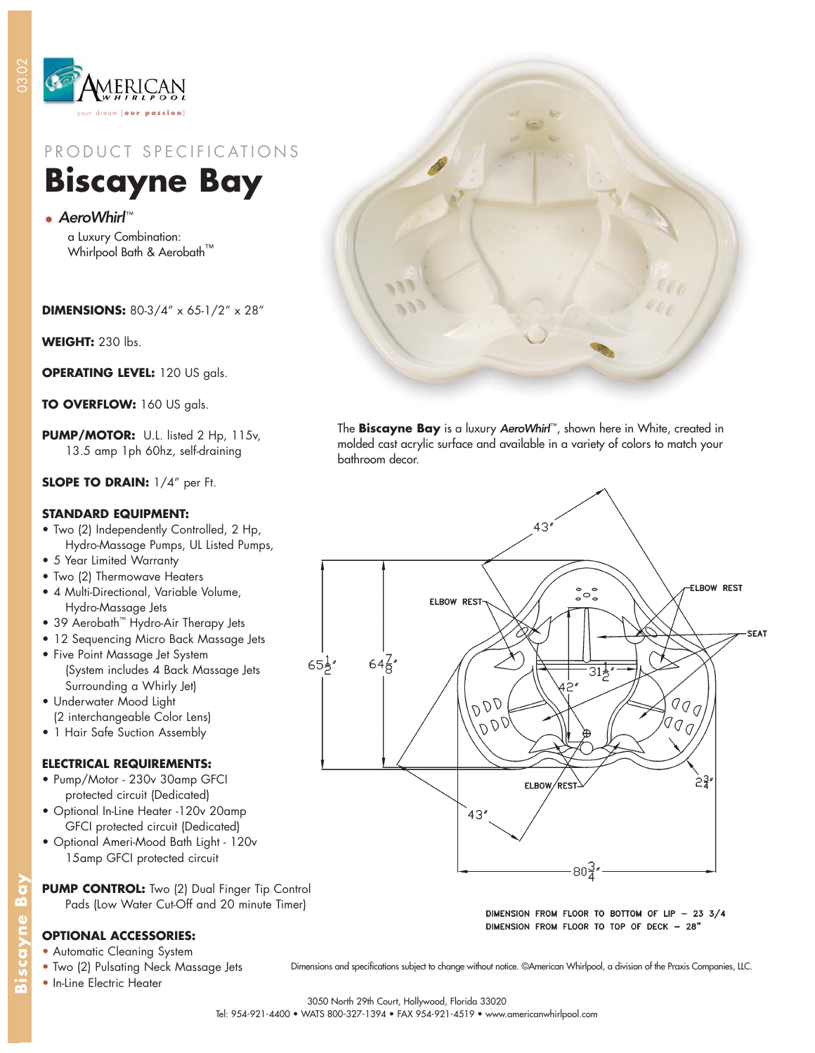AMERICAN WHIRLPOOL

your dream [**our passion**]

PRODUCT SPECIFICATIONS

# Biscayne Bay

- *AeroWhirl*™

  a Luxury Combination: Whirlpool Bath & Aerobath™

**DIMENSIONS:** 80-3/4" x 65-1/2" x 28"

**WEIGHT:** 230 lbs.

**OPERATING LEVEL:** 120 US gals.

**TO OVERFLOW:** 160 US gals.

**PUMP/MOTOR:** U.L. listed 2 Hp, 115v, 13.5 amp 1ph 60hz, self-draining

**SLOPE TO DRAIN:** 1/4" per Ft.

**STANDARD EQUIPMENT:**

- Two (2) Independently Controlled, 2 Hp, Hydro-Massage Pumps, UL Listed Pumps,
- 5 Year Limited Warranty
- Two (2) Thermowave Heaters
- 4 Multi-Directional, Variable Volume, Hydro-Massage Jets
- 39 Aerobath™ Hydro-Air Therapy Jets
- 12 Sequencing Micro Back Massage Jets
- Five Point Massage Jet System (System includes 4 Back Massage Jets Surrounding a Whirly Jet)
- Underwater Mood Light (2 interchangeable Color Lens)
- 1 Hair Safe Suction Assembly

**ELECTRICAL REQUIREMENTS:**

- Pump/Motor - 230v 30amp GFCI protected circuit (Dedicated)
- Optional In-Line Heater -120v 20amp GFCI protected circuit (Dedicated)
- Optional Ameri-Mood Bath Light - 120v 15amp GFCI protected circuit

**PUMP CONTROL:** Two (2) Dual Finger Tip Control Pads (Low Water Cut-Off and 20 minute Timer)

**OPTIONAL ACCESSORIES:**

- Automatic Cleaning System
- Two (2) Pulsating Neck Massage Jets
- In-Line Electric Heater

The **Biscayne Bay** is a luxury *AeroWhirl*™, shown here in White, created in molded cast acrylic surface and available in a variety of colors to match your bathroom decor.

43"
ELBOW REST
ELBOW REST
SEAT
$65\frac{1}{2}$"
$64\frac{7}{8}$"
$31\frac{1}{2}$"
42"
ELBOW REST
$2\frac{3}{4}$"
43"
$80\frac{3}{4}$"

DIMENSION FROM FLOOR TO BOTTOM OF LIP – 23 3/4
DIMENSION FROM FLOOR TO TOP OF DECK – 28"

Dimensions and specifications subject to change without notice. ©American Whirlpool, a division of the Praxis Companies, LLC.

3050 North 29th Court, Hollywood, Florida 33020
Tel: 954-921-4400 • WATS 800-327-1394 • FAX 954-921-4519 • www.americanwhirlpool.com